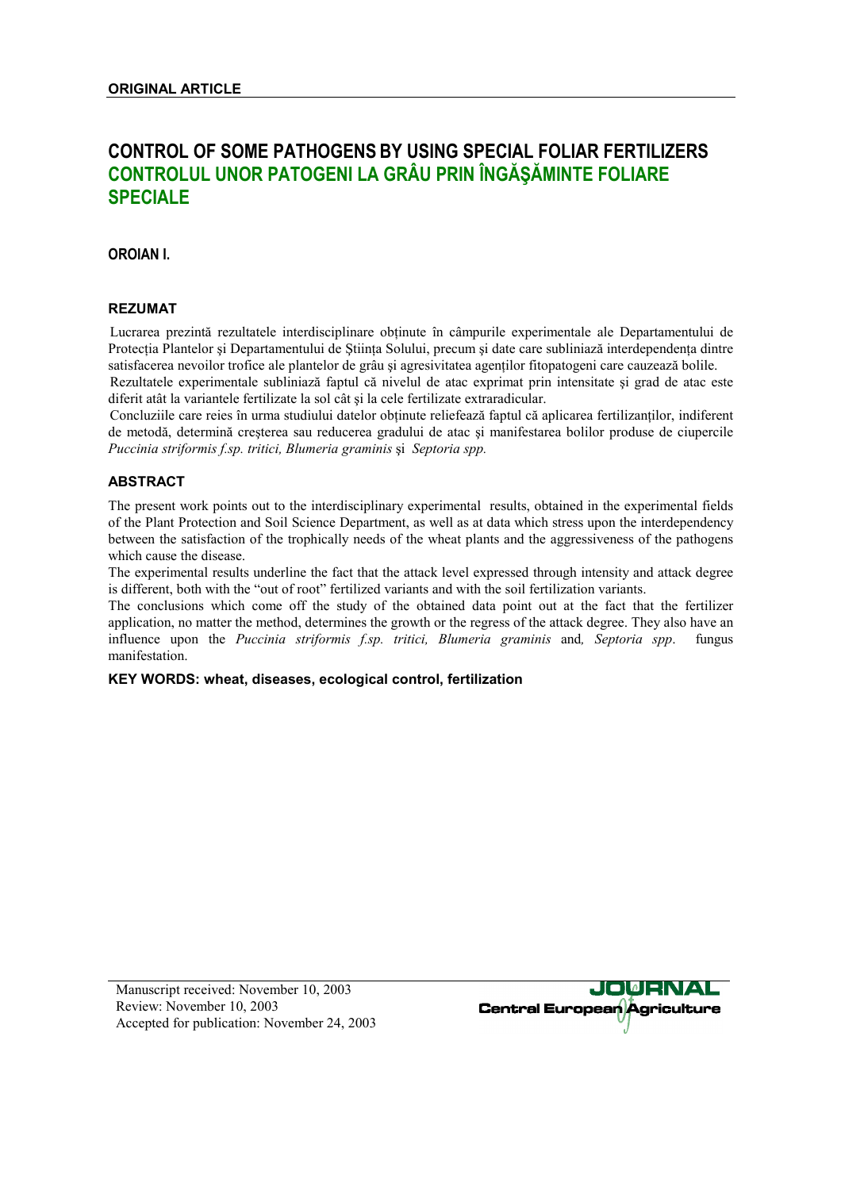**ORIGINAL ARTICLE**

# CONTROL OF SOME PATHOGENS BY USING SPECIAL FOLIAR FERTILIZERS
# CONTROLUL UNOR PATOGENI LA GRÂU PRIN ÎNGĂŞĂMINTE FOLIARE SPECIALE

**OROIAN I.**

## REZUMAT

Lucrarea prezintă rezultatele interdisciplinare obținute în câmpurile experimentale ale Departamentului de Protecția Plantelor şi Departamentului de Ştiința Solului, precum şi date care subliniază interdependența dintre satisfacerea nevoilor trofice ale plantelor de grâu şi agresivitatea agenților fitopatogeni care cauzează bolile.

Rezultatele experimentale subliniază faptul că nivelul de atac exprimat prin intensitate şi grad de atac este diferit atât la variantele fertilizate la sol cât şi la cele fertilizate extraradicular.

Concluziile care reies în urma studiului datelor obținute reliefează faptul că aplicarea fertilizanților, indiferent de metodă, determină creşterea sau reducerea gradului de atac şi manifestarea bolilor produse de ciupercile *Puccinia striformis f.sp. tritici, Blumeria graminis* şi *Septoria spp.*

## ABSTRACT

The present work points out to the interdisciplinary experimental results, obtained in the experimental fields of the Plant Protection and Soil Science Department, as well as at data which stress upon the interdependency between the satisfaction of the trophically needs of the wheat plants and the aggressiveness of the pathogens which cause the disease.

The experimental results underline the fact that the attack level expressed through intensity and attack degree is different, both with the "out of root" fertilized variants and with the soil fertilization variants.

The conclusions which come off the study of the obtained data point out at the fact that the fertilizer application, no matter the method, determines the growth or the regress of the attack degree. They also have an influence upon the *Puccinia striformis f.sp. tritici, Blumeria graminis* and*, Septoria spp*. fungus manifestation.

**KEY WORDS: wheat, diseases, ecological control, fertilization**

Manuscript received: November 10, 2003
Review: November 10, 2003
Accepted for publication: November 24, 2003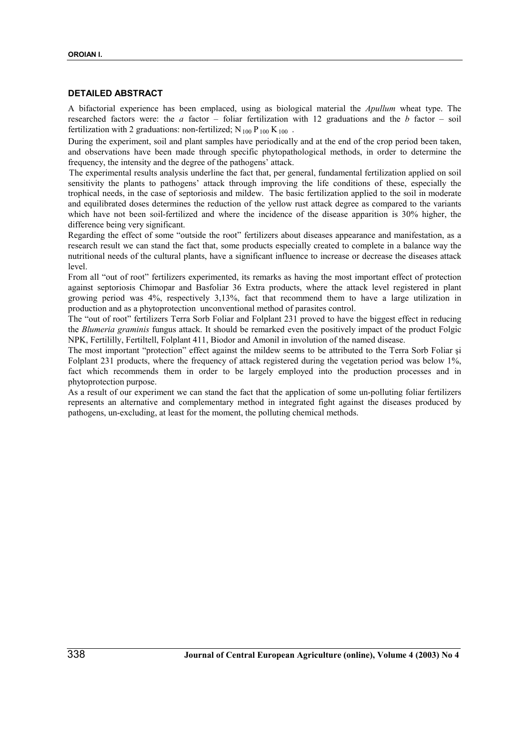## DETAILED ABSTRACT

A bifactorial experience has been emplaced, using as biological material the *Apullum* wheat type. The researched factors were: the *a* factor – foliar fertilization with 12 graduations and the *b* factor – soil fertilization with 2 graduations: non-fertilized; $N_{100} P_{100} K_{100}$ .

During the experiment, soil and plant samples have periodically and at the end of the crop period been taken, and observations have been made through specific phytopathological methods, in order to determine the frequency, the intensity and the degree of the pathogens' attack.

The experimental results analysis underline the fact that, per general, fundamental fertilization applied on soil sensitivity the plants to pathogens' attack through improving the life conditions of these, especially the trophical needs, in the case of septoriosis and mildew. The basic fertilization applied to the soil in moderate and equilibrated doses determines the reduction of the yellow rust attack degree as compared to the variants which have not been soil-fertilized and where the incidence of the disease apparition is 30% higher, the difference being very significant.

Regarding the effect of some "outside the root" fertilizers about diseases appearance and manifestation, as a research result we can stand the fact that, some products especially created to complete in a balance way the nutritional needs of the cultural plants, have a significant influence to increase or decrease the diseases attack level.

From all "out of root" fertilizers experimented, its remarks as having the most important effect of protection against septoriosis Chimopar and Basfoliar 36 Extra products, where the attack level registered in plant growing period was 4%, respectively 3,13%, fact that recommend them to have a large utilization in production and as a phytoprotection unconventional method of parasites control.

The "out of root" fertilizers Terra Sorb Foliar and Folplant 231 proved to have the biggest effect in reducing the *Blumeria graminis* fungus attack. It should be remarked even the positively impact of the product Folgic NPK, Fertililly, Fertiltell, Folplant 411, Biodor and Amonil in involution of the named disease.

The most important "protection" effect against the mildew seems to be attributed to the Terra Sorb Foliar şi Folplant 231 products, where the frequency of attack registered during the vegetation period was below 1%, fact which recommends them in order to be largely employed into the production processes and in phytoprotection purpose.

As a result of our experiment we can stand the fact that the application of some un-polluting foliar fertilizers represents an alternative and complementary method in integrated fight against the diseases produced by pathogens, un-excluding, at least for the moment, the polluting chemical methods.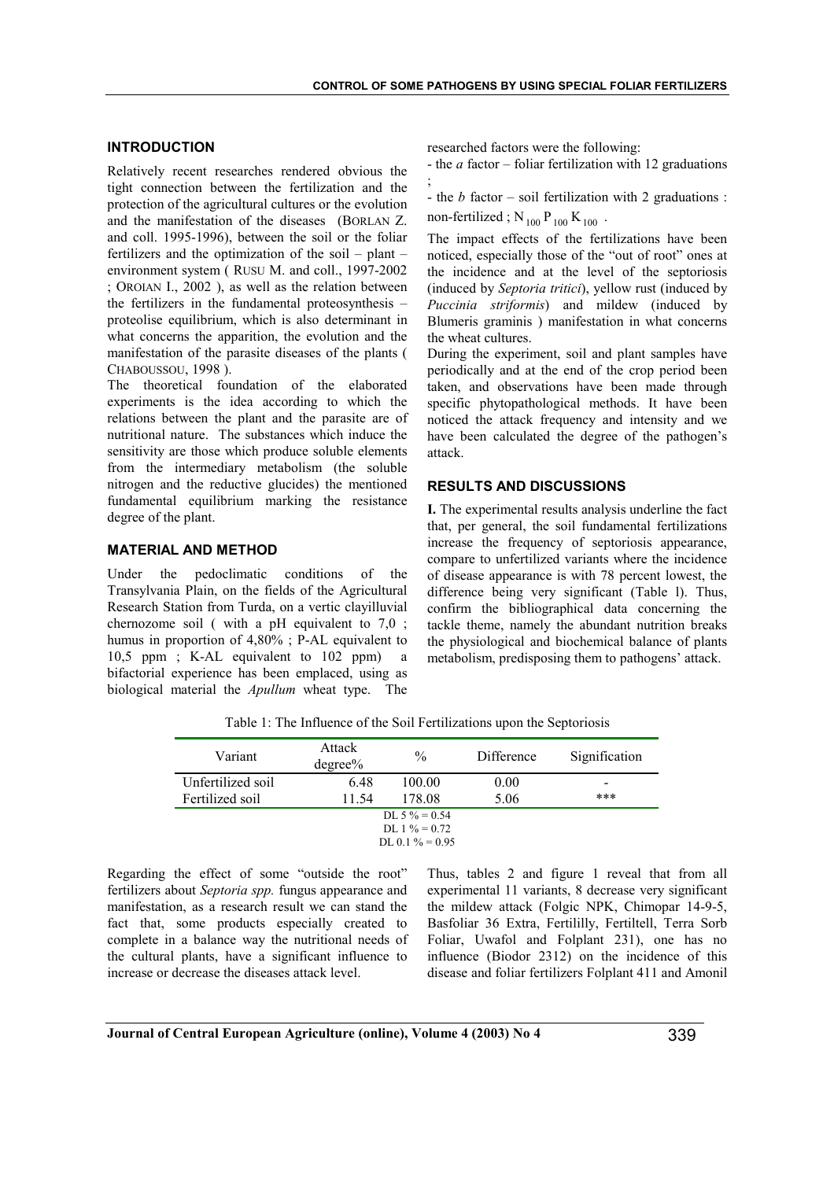## INTRODUCTION

Relatively recent researches rendered obvious the tight connection between the fertilization and the protection of the agricultural cultures or the evolution and the manifestation of the diseases (BORLAN Z. and coll. 1995-1996), between the soil or the foliar fertilizers and the optimization of the soil – plant – environment system ( RUSU M. and coll., 1997-2002 ; OROIAN I., 2002 ), as well as the relation between the fertilizers in the fundamental proteosynthesis – proteolise equilibrium, which is also determinant in what concerns the apparition, the evolution and the manifestation of the parasite diseases of the plants ( CHABOUSSOU, 1998 ).

The theoretical foundation of the elaborated experiments is the idea according to which the relations between the plant and the parasite are of nutritional nature. The substances which induce the sensitivity are those which produce soluble elements from the intermediary metabolism (the soluble nitrogen and the reductive glucides) the mentioned fundamental equilibrium marking the resistance degree of the plant.

## MATERIAL AND METHOD

Under the pedoclimatic conditions of the Transylvania Plain, on the fields of the Agricultural Research Station from Turda, on a vertic clayilluvial chernozome soil ( with a pH equivalent to 7,0 ; humus in proportion of 4,80% ; P-AL equivalent to 10,5 ppm ; K-AL equivalent to 102 ppm) a bifactorial experience has been emplaced, using as biological material the *Apullum* wheat type. The researched factors were the following:

- the *a* factor – foliar fertilization with 12 graduations ;
- the *b* factor – soil fertilization with 2 graduations : non-fertilized ; $N_{100} P_{100} K_{100}$ .

The impact effects of the fertilizations have been noticed, especially those of the "out of root" ones at the incidence and at the level of the septoriosis (induced by *Septoria tritici*), yellow rust (induced by *Puccinia striformis*) and mildew (induced by Blumeris graminis ) manifestation in what concerns the wheat cultures.

During the experiment, soil and plant samples have periodically and at the end of the crop period been taken, and observations have been made through specific phytopathological methods. It have been noticed the attack frequency and intensity and we have been calculated the degree of the pathogen's attack.

## RESULTS AND DISCUSSIONS

**I.** The experimental results analysis underline the fact that, per general, the soil fundamental fertilizations increase the frequency of septoriosis appearance, compare to unfertilized variants where the incidence of disease appearance is with 78 percent lowest, the difference being very significant (Table l). Thus, confirm the bibliographical data concerning the tackle theme, namely the abundant nutrition breaks the physiological and biochemical balance of plants metabolism, predisposing them to pathogens' attack.

Table 1: The Influence of the Soil Fertilizations upon the Septoriosis

| Variant | Attack degree% | % | Difference | Signification |
|---|---|---|---|---|
| Unfertilized soil | 6.48 | 100.00 | 0.00 | - |
| Fertilized soil | 11.54 | 178.08 | 5.06 | *** |

DL 5 % = 0.54
DL 1 % = 0.72
DL 0.1 % = 0.95

Regarding the effect of some "outside the root" fertilizers about *Septoria spp.* fungus appearance and manifestation, as a research result we can stand the fact that, some products especially created to complete in a balance way the nutritional needs of the cultural plants, have a significant influence to increase or decrease the diseases attack level.

Thus, tables 2 and figure 1 reveal that from all experimental 11 variants, 8 decrease very significant the mildew attack (Folgic NPK, Chimopar 14-9-5, Basfoliar 36 Extra, Fertililly, Fertiltell, Terra Sorb Foliar, Uwafol and Folplant 231), one has no influence (Biodor 2312) on the incidence of this disease and foliar fertilizers Folplant 411 and Amonil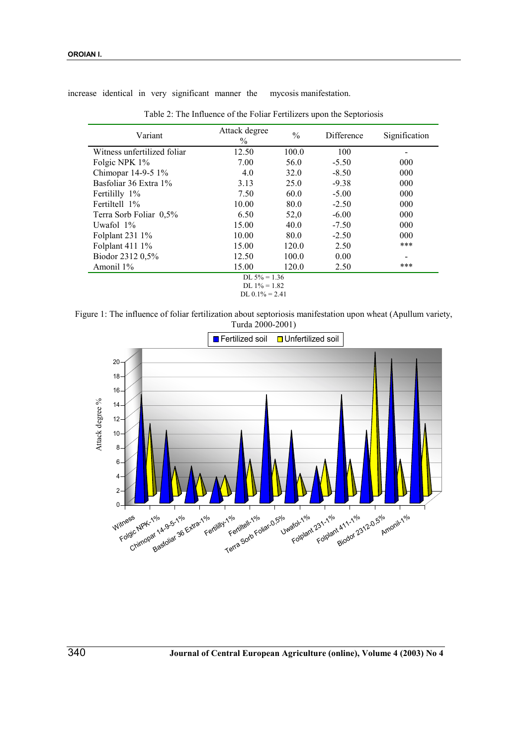increase identical in very significant manner the mycosis manifestation.

Table 2: The Influence of the Foliar Fertilizers upon the Septoriosis

| Variant | Attack degree % | % | Difference | Signification |
|---|---|---|---|---|
| Witness unfertilized foliar | 12.50 | 100.0 | 100 | - |
| Folgic NPK 1% | 7.00 | 56.0 | -5.50 | 000 |
| Chimopar 14-9-5 1% | 4.0 | 32.0 | -8.50 | 000 |
| Basfoliar 36 Extra 1% | 3.13 | 25.0 | -9.38 | 000 |
| Fertililly 1% | 7.50 | 60.0 | -5.00 | 000 |
| Fertiltell 1% | 10.00 | 80.0 | -2.50 | 000 |
| Terra Sorb Foliar 0,5% | 6.50 | 52,0 | -6.00 | 000 |
| Uwafol 1% | 15.00 | 40.0 | -7.50 | 000 |
| Folplant 231 1% | 10.00 | 80.0 | -2.50 | 000 |
| Folplant 411 1% | 15.00 | 120.0 | 2.50 | *** |
| Biodor 2312 0,5% | 12.50 | 100.0 | 0.00 | - |
| Amonil 1% | 15.00 | 120.0 | 2.50 | *** |

DL 5% = 1.36
DL 1% = 1.82
DL 0.1% = 2.41

Figure 1: The influence of foliar fertilization about septoriosis manifestation upon wheat (Apullum variety, Turda 2000-2001)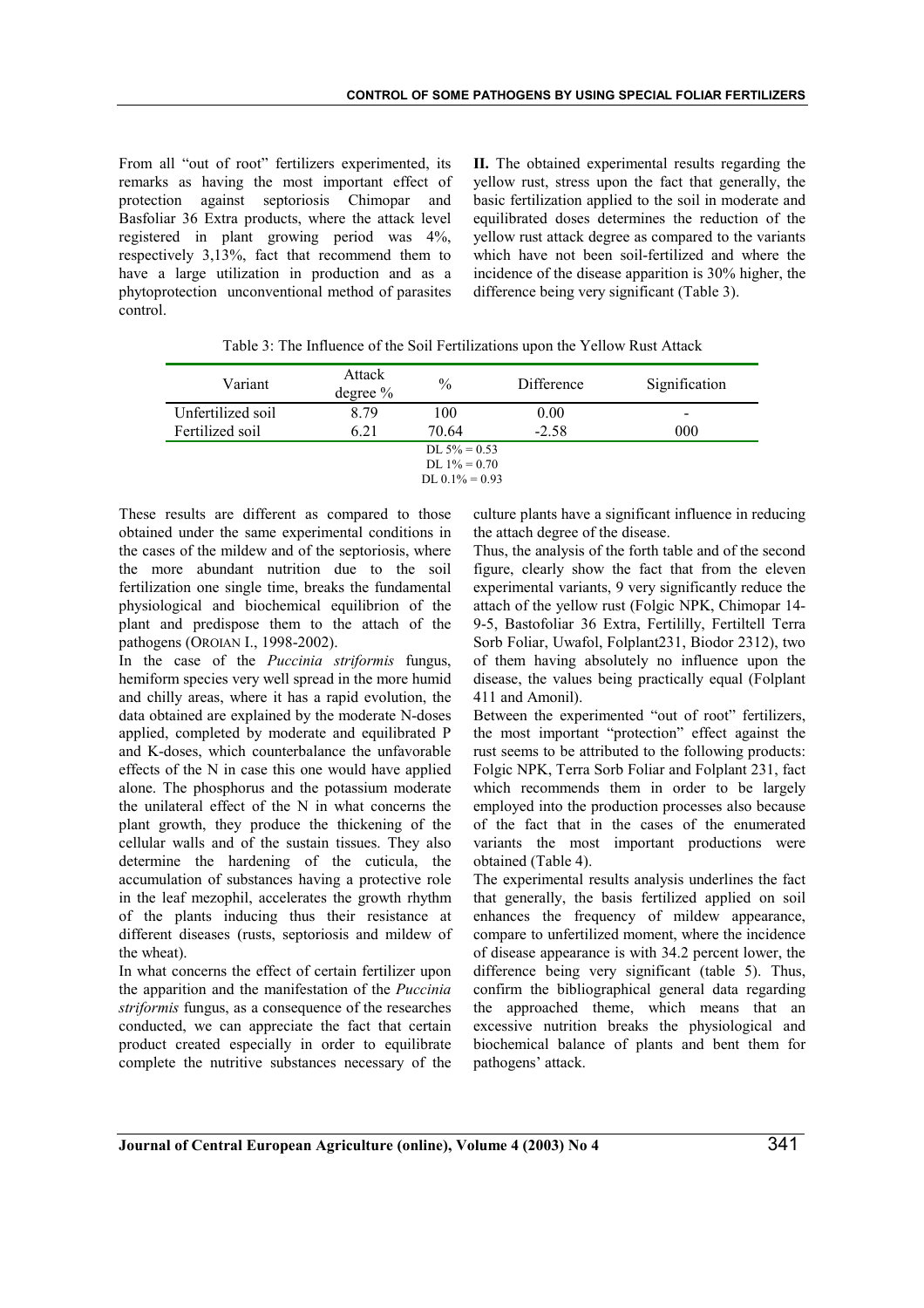From all "out of root" fertilizers experimented, its remarks as having the most important effect of protection against septoriosis Chimopar and Basfoliar 36 Extra products, where the attack level registered in plant growing period was 4%, respectively 3,13%, fact that recommend them to have a large utilization in production and as a phytoprotection unconventional method of parasites control.

**II.** The obtained experimental results regarding the yellow rust, stress upon the fact that generally, the basic fertilization applied to the soil in moderate and equilibrated doses determines the reduction of the yellow rust attack degree as compared to the variants which have not been soil-fertilized and where the incidence of the disease apparition is 30% higher, the difference being very significant (Table 3).

Table 3: The Influence of the Soil Fertilizations upon the Yellow Rust Attack

| Variant | Attack degree % | % | Difference | Signification |
|---|---|---|---|---|
| Unfertilized soil | 8.79 | 100 | 0.00 | - |
| Fertilized soil | 6.21 | 70.64 | -2.58 | 000 |
| | | DL 5% = 0.53<br>DL 1% = 0.70<br>DL 0.1% = 0.93 | | |

These results are different as compared to those obtained under the same experimental conditions in the cases of the mildew and of the septoriosis, where the more abundant nutrition due to the soil fertilization one single time, breaks the fundamental physiological and biochemical equilibrion of the plant and predispose them to the attach of the pathogens (OROIAN I., 1998-2002).

In the case of the *Puccinia striformis* fungus, hemiform species very well spread in the more humid and chilly areas, where it has a rapid evolution, the data obtained are explained by the moderate N-doses applied, completed by moderate and equilibrated P and K-doses, which counterbalance the unfavorable effects of the N in case this one would have applied alone. The phosphorus and the potassium moderate the unilateral effect of the N in what concerns the plant growth, they produce the thickening of the cellular walls and of the sustain tissues. They also determine the hardening of the cuticula, the accumulation of substances having a protective role in the leaf mezophil, accelerates the growth rhythm of the plants inducing thus their resistance at different diseases (rusts, septoriosis and mildew of the wheat).

In what concerns the effect of certain fertilizer upon the apparition and the manifestation of the *Puccinia striformis* fungus, as a consequence of the researches conducted, we can appreciate the fact that certain product created especially in order to equilibrate complete the nutritive substances necessary of the culture plants have a significant influence in reducing the attach degree of the disease.

Thus, the analysis of the forth table and of the second figure, clearly show the fact that from the eleven experimental variants, 9 very significantly reduce the attach of the yellow rust (Folgic NPK, Chimopar 14-9-5, Bastofoliar 36 Extra, Fertililly, Fertiltell Terra Sorb Foliar, Uwafol, Folplant231, Biodor 2312), two of them having absolutely no influence upon the disease, the values being practically equal (Folplant 411 and Amonil).

Between the experimented "out of root" fertilizers, the most important "protection" effect against the rust seems to be attributed to the following products: Folgic NPK, Terra Sorb Foliar and Folplant 231, fact which recommends them in order to be largely employed into the production processes also because of the fact that in the cases of the enumerated variants the most important productions were obtained (Table 4).

The experimental results analysis underlines the fact that generally, the basis fertilized applied on soil enhances the frequency of mildew appearance, compare to unfertilized moment, where the incidence of disease appearance is with 34.2 percent lower, the difference being very significant (table 5). Thus, confirm the bibliographical general data regarding the approached theme, which means that an excessive nutrition breaks the physiological and biochemical balance of plants and bent them for pathogens' attack.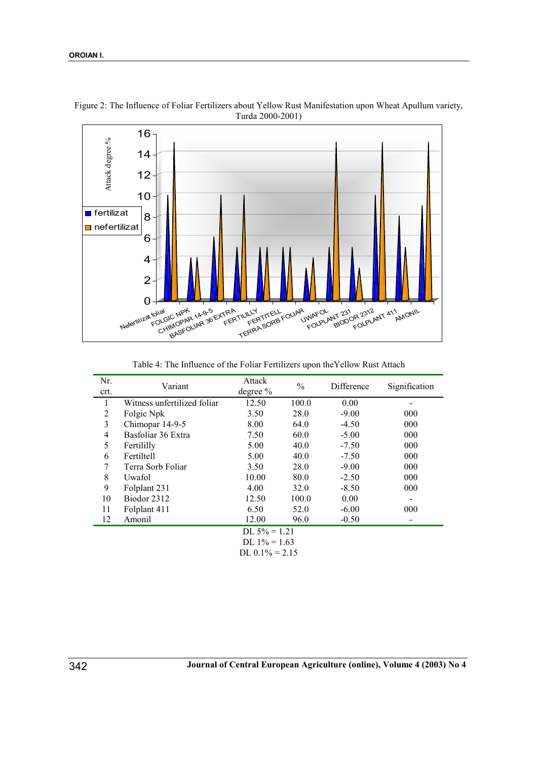Figure 2: The Influence of Foliar Fertilizers about Yellow Rust Manifestation upon Wheat Apullum variety, Turda 2000-2001)

Table 4: The Influence of the Foliar Fertilizers upon theYellow Rust Attach

| Nr. crt. | Variant | Attack degree % | % | Difference | Signification |
|---|---|---|---|---|---|
| 1 | Witness unfertilized foliar | 12.50 | 100.0 | 0.00 | - |
| 2 | Folgic Npk | 3.50 | 28.0 | -9.00 | 000 |
| 3 | Chimopar 14-9-5 | 8.00 | 64.0 | -4.50 | 000 |
| 4 | Basfoliar 36 Extra | 7.50 | 60.0 | -5.00 | 000 |
| 5 | Fertililly | 5.00 | 40.0 | -7.50 | 000 |
| 6 | Fertiltell | 5.00 | 40.0 | -7.50 | 000 |
| 7 | Terra Sorb Foliar | 3.50 | 28.0 | -9.00 | 000 |
| 8 | Uwafol | 10.00 | 80.0 | -2.50 | 000 |
| 9 | Folplant 231 | 4.00 | 32.0 | -8.50 | 000 |
| 10 | Biodor 2312 | 12.50 | 100.0 | 0.00 | - |
| 11 | Folplant 411 | 6.50 | 52.0 | -6.00 | 000 |
| 12 | Amonil | 12.00 | 96.0 | -0.50 | - |

DL 5% = 1.21

DL 1% = 1.63

DL 0.1% = 2.15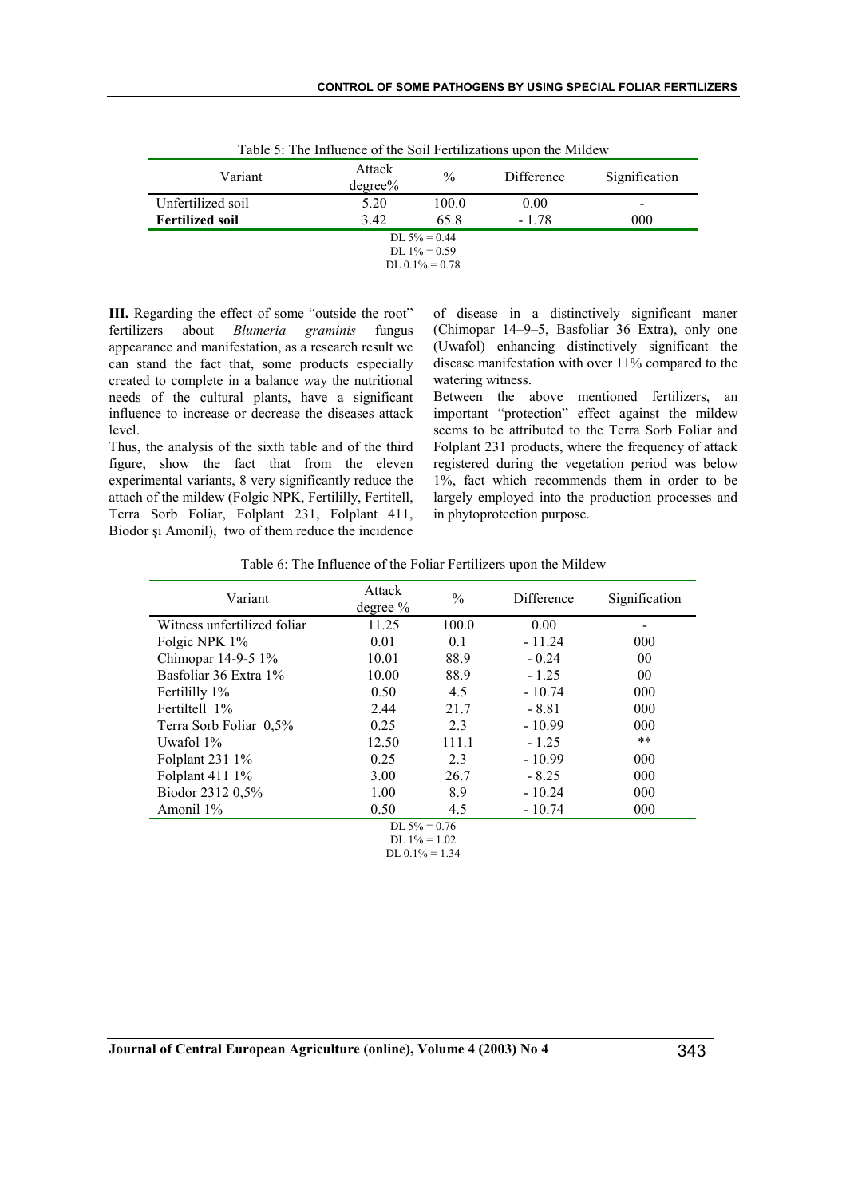Table 5: The Influence of the Soil Fertilizations upon the Mildew

| Variant | Attack degree% | % | Difference | Signification |
|---|---|---|---|---|
| Unfertilized soil | 5.20 | 100.0 | 0.00 | - |
| **Fertilized soil** | 3.42 | 65.8 | - 1.78 | 000 |

DL 5% = 0.44
DL 1% = 0.59
DL 0.1% = 0.78

**III.** Regarding the effect of some "outside the root" fertilizers about *Blumeria graminis* fungus appearance and manifestation, as a research result we can stand the fact that, some products especially created to complete in a balance way the nutritional needs of the cultural plants, have a significant influence to increase or decrease the diseases attack level.

Thus, the analysis of the sixth table and of the third figure, show the fact that from the eleven experimental variants, 8 very significantly reduce the attach of the mildew (Folgic NPK, Fertililly, Fertitell, Terra Sorb Foliar, Folplant 231, Folplant 411, Biodor şi Amonil), two of them reduce the incidence of disease in a distinctively significant maner (Chimopar 14–9–5, Basfoliar 36 Extra), only one (Uwafol) enhancing distinctively significant the disease manifestation with over 11% compared to the watering witness.

Between the above mentioned fertilizers, an important "protection" effect against the mildew seems to be attributed to the Terra Sorb Foliar and Folplant 231 products, where the frequency of attack registered during the vegetation period was below 1%, fact which recommends them in order to be largely employed into the production processes and in phytoprotection purpose.

Table 6: The Influence of the Foliar Fertilizers upon the Mildew

| Variant | Attack degree % | % | Difference | Signification |
|---|---|---|---|---|
| Witness unfertilized foliar | 11.25 | 100.0 | 0.00 | - |
| Folgic NPK 1% | 0.01 | 0.1 | - 11.24 | 000 |
| Chimopar 14-9-5 1% | 10.01 | 88.9 | - 0.24 | 00 |
| Basfoliar 36 Extra 1% | 10.00 | 88.9 | - 1.25 | 00 |
| Fertililly 1% | 0.50 | 4.5 | - 10.74 | 000 |
| Fertiltell 1% | 2.44 | 21.7 | - 8.81 | 000 |
| Terra Sorb Foliar 0,5% | 0.25 | 2.3 | - 10.99 | 000 |
| Uwafol 1% | 12.50 | 111.1 | - 1.25 | ** |
| Folplant 231 1% | 0.25 | 2.3 | - 10.99 | 000 |
| Folplant 411 1% | 3.00 | 26.7 | - 8.25 | 000 |
| Biodor 2312 0,5% | 1.00 | 8.9 | - 10.24 | 000 |
| Amonil 1% | 0.50 | 4.5 | - 10.74 | 000 |

DL 5% = 0.76
DL 1% = 1.02
DL 0.1% = 1.34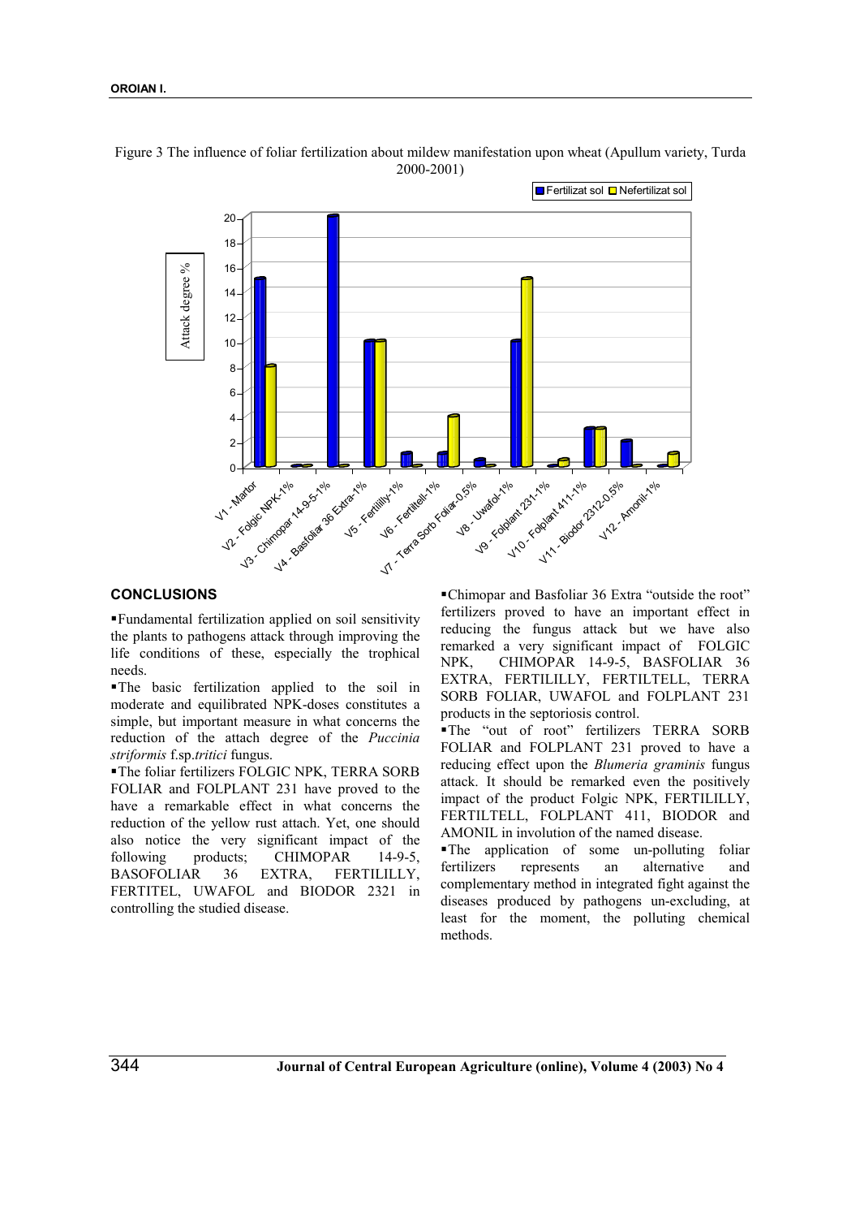Figure 3 The influence of foliar fertilization about mildew manifestation upon wheat (Apullum variety, Turda 2000-2001)

## CONCLUSIONS

- Fundamental fertilization applied on soil sensitivity the plants to pathogens attack through improving the life conditions of these, especially the trophical needs.
- The basic fertilization applied to the soil in moderate and equilibrated NPK-doses constitutes a simple, but important measure in what concerns the reduction of the attach degree of the *Puccinia striformis* f.sp.*tritici* fungus.
- The foliar fertilizers FOLGIC NPK, TERRA SORB FOLIAR and FOLPLANT 231 have proved to the have a remarkable effect in what concerns the reduction of the yellow rust attach. Yet, one should also notice the very significant impact of the following products; CHIMOPAR 14-9-5, BASOFOLIAR 36 EXTRA, FERTILILLY, FERTITEL, UWAFOL and BIODOR 2321 in controlling the studied disease.
- Chimopar and Basfoliar 36 Extra "outside the root" fertilizers proved to have an important effect in reducing the fungus attack but we have also remarked a very significant impact of FOLGIC NPK, CHIMOPAR 14-9-5, BASFOLIAR 36 EXTRA, FERTILILLY, FERTILTELL, TERRA SORB FOLIAR, UWAFOL and FOLPLANT 231 products in the septoriosis control.
- The "out of root" fertilizers TERRA SORB FOLIAR and FOLPLANT 231 proved to have a reducing effect upon the *Blumeria graminis* fungus attack. It should be remarked even the positively impact of the product Folgic NPK, FERTILILLY, FERTILTELL, FOLPLANT 411, BIODOR and AMONIL in involution of the named disease.
- The application of some un-polluting foliar fertilizers represents an alternative and complementary method in integrated fight against the diseases produced by pathogens un-excluding, at least for the moment, the polluting chemical methods.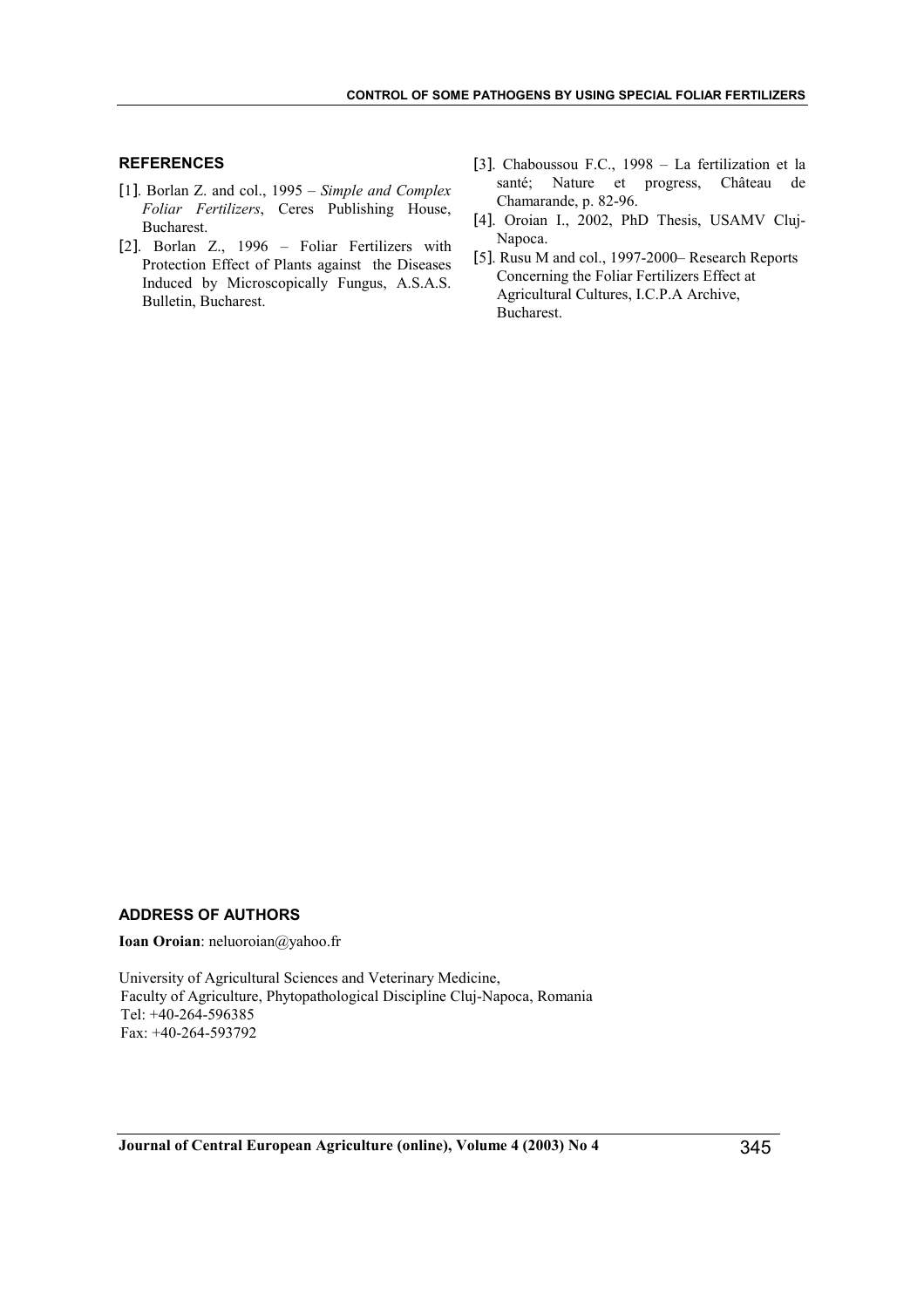## REFERENCES

[1]. Borlan Z. and col., 1995 – *Simple and Complex Foliar Fertilizers*, Ceres Publishing House, Bucharest.

[2]. Borlan Z., 1996 – Foliar Fertilizers with Protection Effect of Plants against the Diseases Induced by Microscopically Fungus, A.S.A.S. Bulletin, Bucharest.

[3]. Chaboussou F.C., 1998 – La fertilization et la santé; Nature et progress, Château de Chamarande, p. 82-96.

[4]. Oroian I., 2002, PhD Thesis, USAMV Cluj-Napoca.

[5]. Rusu M and col., 1997-2000– Research Reports Concerning the Foliar Fertilizers Effect at Agricultural Cultures, I.C.P.A Archive, Bucharest.

## ADDRESS OF AUTHORS

**Ioan Oroian**: neluoroian@yahoo.fr

University of Agricultural Sciences and Veterinary Medicine,
Faculty of Agriculture, Phytopathological Discipline Cluj-Napoca, Romania
Tel: +40-264-596385
Fax: +40-264-593792